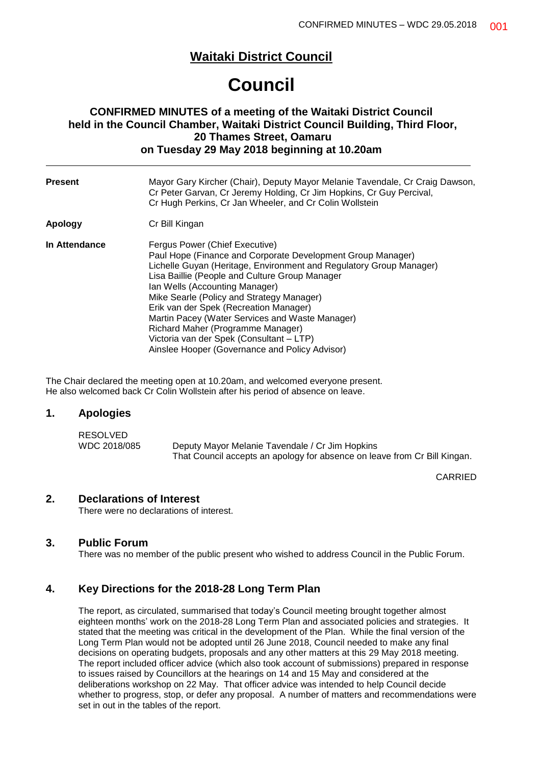# Waitaki District Council

# Council

### CONFIRMED MINUTES of a meeting of the Waitaki District Council held in the Council Chamber, Waitaki District Council Building, Third Floor, 20 Thames Street, Oamaru on Tuesday 29 May 2018 beginning at 10.20am

| | |
|---|---|
| **Present** | Mayor Gary Kircher (Chair), Deputy Mayor Melanie Tavendale, Cr Craig Dawson, Cr Peter Garvan, Cr Jeremy Holding, Cr Jim Hopkins, Cr Guy Percival, Cr Hugh Perkins, Cr Jan Wheeler, and Cr Colin Wollstein |
| **Apology** | Cr Bill Kingan |
| **In Attendance** | Fergus Power (Chief Executive)<br>Paul Hope (Finance and Corporate Development Group Manager)<br>Lichelle Guyan (Heritage, Environment and Regulatory Group Manager)<br>Lisa Baillie (People and Culture Group Manager<br>Ian Wells (Accounting Manager)<br>Mike Searle (Policy and Strategy Manager)<br>Erik van der Spek (Recreation Manager)<br>Martin Pacey (Water Services and Waste Manager)<br>Richard Maher (Programme Manager)<br>Victoria van der Spek (Consultant – LTP)<br>Ainslee Hooper (Governance and Policy Advisor) |

The Chair declared the meeting open at 10.20am, and welcomed everyone present.
He also welcomed back Cr Colin Wollstein after his period of absence on leave.

## 1. Apologies

RESOLVED
WDC 2018/085 Deputy Mayor Melanie Tavendale / Cr Jim Hopkins
That Council accepts an apology for absence on leave from Cr Bill Kingan.

CARRIED

## 2. Declarations of Interest

There were no declarations of interest.

## 3. Public Forum

There was no member of the public present who wished to address Council in the Public Forum.

## 4. Key Directions for the 2018-28 Long Term Plan

The report, as circulated, summarised that today's Council meeting brought together almost eighteen months' work on the 2018-28 Long Term Plan and associated policies and strategies. It stated that the meeting was critical in the development of the Plan. While the final version of the Long Term Plan would not be adopted until 26 June 2018, Council needed to make any final decisions on operating budgets, proposals and any other matters at this 29 May 2018 meeting. The report included officer advice (which also took account of submissions) prepared in response to issues raised by Councillors at the hearings on 14 and 15 May and considered at the deliberations workshop on 22 May. That officer advice was intended to help Council decide whether to progress, stop, or defer any proposal. A number of matters and recommendations were set in out in the tables of the report.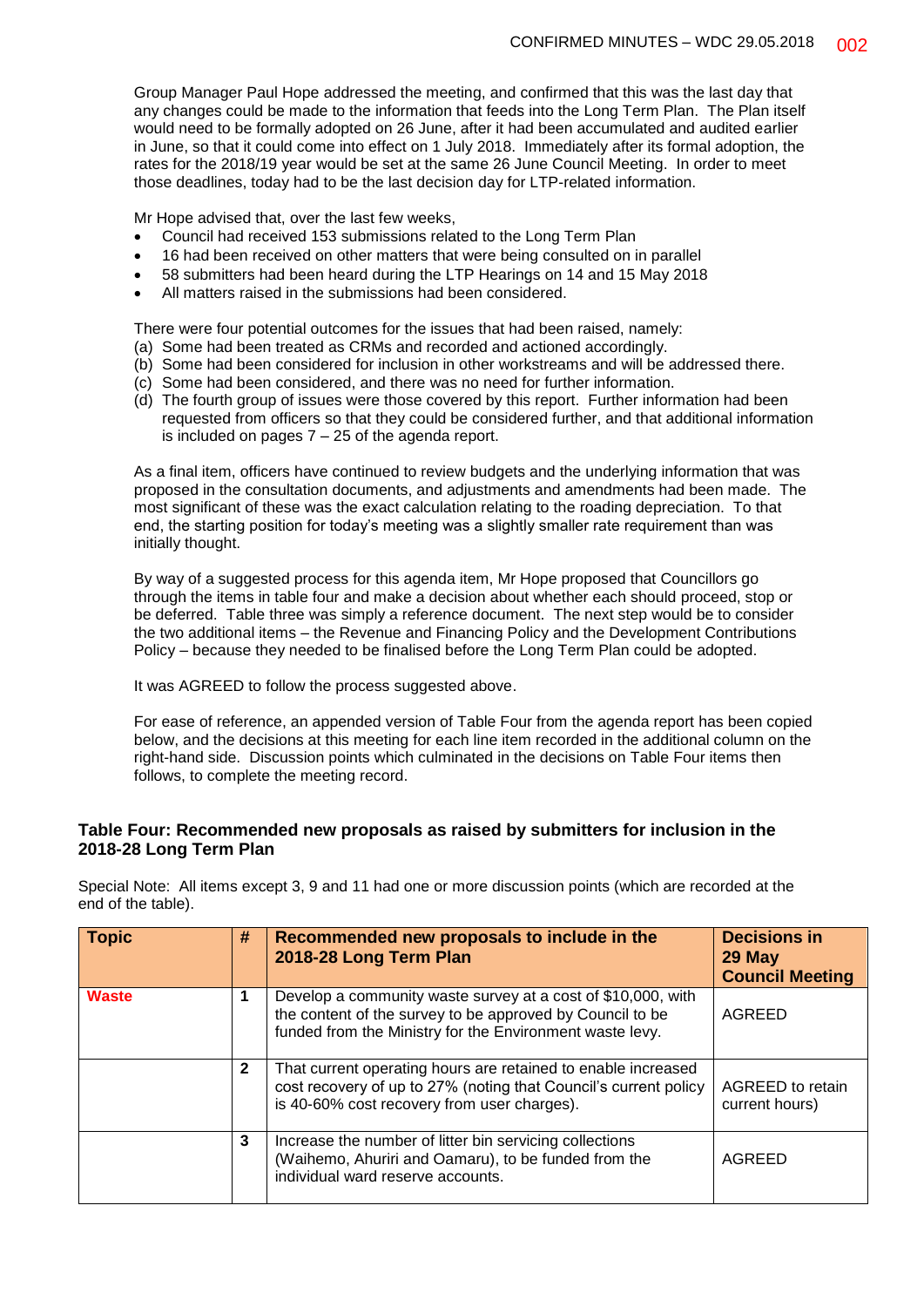Group Manager Paul Hope addressed the meeting, and confirmed that this was the last day that any changes could be made to the information that feeds into the Long Term Plan. The Plan itself would need to be formally adopted on 26 June, after it had been accumulated and audited earlier in June, so that it could come into effect on 1 July 2018. Immediately after its formal adoption, the rates for the 2018/19 year would be set at the same 26 June Council Meeting. In order to meet those deadlines, today had to be the last decision day for LTP-related information.

Mr Hope advised that, over the last few weeks,

- Council had received 153 submissions related to the Long Term Plan
- 16 had been received on other matters that were being consulted on in parallel
- 58 submitters had been heard during the LTP Hearings on 14 and 15 May 2018
- All matters raised in the submissions had been considered.

There were four potential outcomes for the issues that had been raised, namely:

(a) Some had been treated as CRMs and recorded and actioned accordingly.
(b) Some had been considered for inclusion in other workstreams and will be addressed there.
(c) Some had been considered, and there was no need for further information.
(d) The fourth group of issues were those covered by this report. Further information had been requested from officers so that they could be considered further, and that additional information is included on pages 7 – 25 of the agenda report.

As a final item, officers have continued to review budgets and the underlying information that was proposed in the consultation documents, and adjustments and amendments had been made. The most significant of these was the exact calculation relating to the roading depreciation. To that end, the starting position for today's meeting was a slightly smaller rate requirement than was initially thought.

By way of a suggested process for this agenda item, Mr Hope proposed that Councillors go through the items in table four and make a decision about whether each should proceed, stop or be deferred. Table three was simply a reference document. The next step would be to consider the two additional items – the Revenue and Financing Policy and the Development Contributions Policy – because they needed to be finalised before the Long Term Plan could be adopted.

It was AGREED to follow the process suggested above.

For ease of reference, an appended version of Table Four from the agenda report has been copied below, and the decisions at this meeting for each line item recorded in the additional column on the right-hand side. Discussion points which culminated in the decisions on Table Four items then follows, to complete the meeting record.

### Table Four: Recommended new proposals as raised by submitters for inclusion in the 2018-28 Long Term Plan

Special Note: All items except 3, 9 and 11 had one or more discussion points (which are recorded at the end of the table).

| Topic | # | Recommended new proposals to include in the 2018-28 Long Term Plan | Decisions in 29 May Council Meeting |
|---|---|---|---|
| **Waste** | 1 | Develop a community waste survey at a cost of $10,000, with the content of the survey to be approved by Council to be funded from the Ministry for the Environment waste levy. | AGREED |
| | 2 | That current operating hours are retained to enable increased cost recovery of up to 27% (noting that Council's current policy is 40-60% cost recovery from user charges). | AGREED to retain current hours) |
| | 3 | Increase the number of litter bin servicing collections (Waihemo, Ahuriri and Oamaru), to be funded from the individual ward reserve accounts. | AGREED |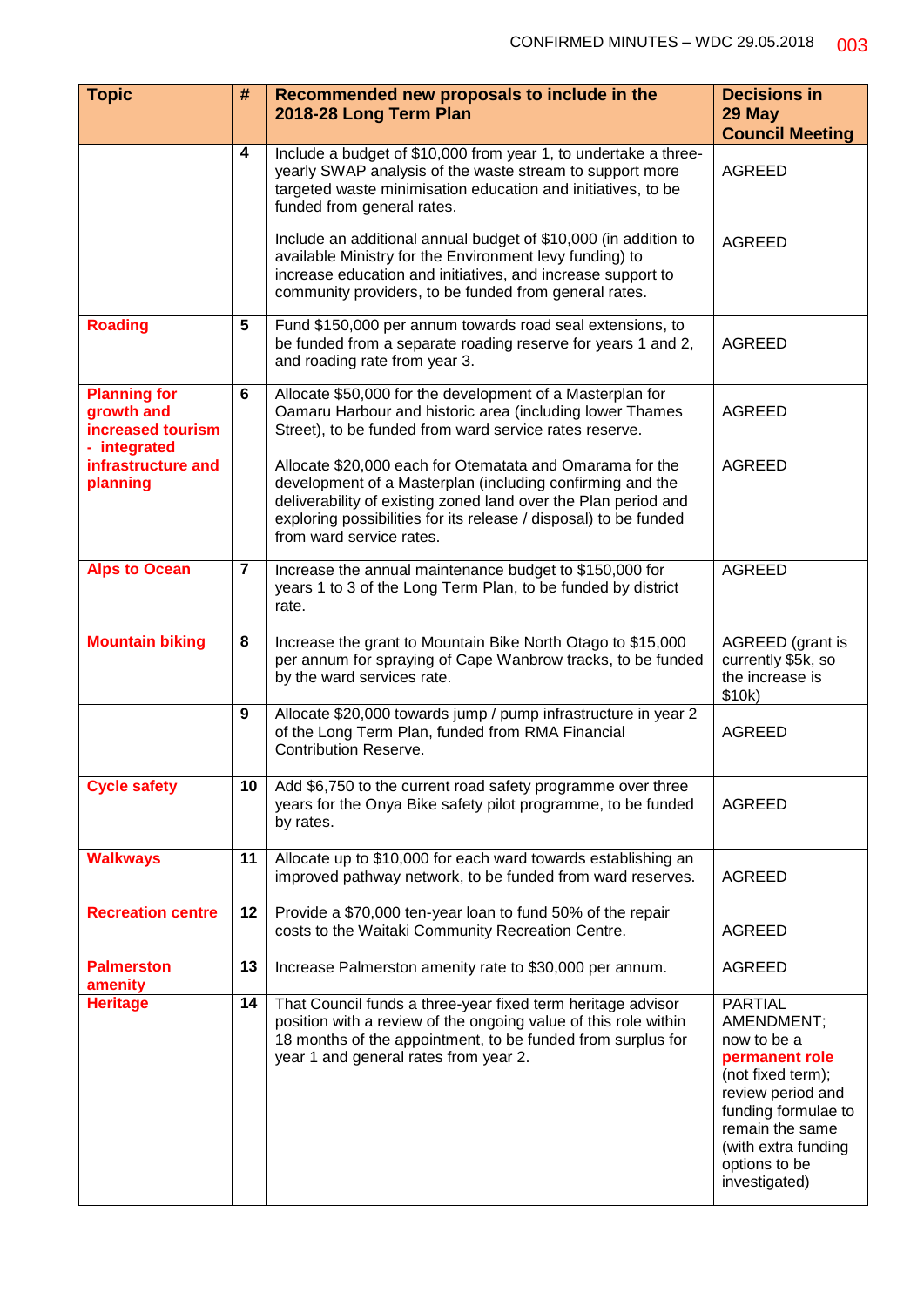| Topic | # | Recommended new proposals to include in the 2018-28 Long Term Plan | Decisions in 29 May Council Meeting |
|---|---|---|---|
| | 4 | Include a budget of $10,000 from year 1, to undertake a three-yearly SWAP analysis of the waste stream to support more targeted waste minimisation education and initiatives, to be funded from general rates. | AGREED |
| | | Include an additional annual budget of $10,000 (in addition to available Ministry for the Environment levy funding) to increase education and initiatives, and increase support to community providers, to be funded from general rates. | AGREED |
| **Roading** | 5 | Fund $150,000 per annum towards road seal extensions, to be funded from a separate roading reserve for years 1 and 2, and roading rate from year 3. | AGREED |
| **Planning for growth and increased tourism - integrated infrastructure and planning** | 6 | Allocate $50,000 for the development of a Masterplan for Oamaru Harbour and historic area (including lower Thames Street), to be funded from ward service rates reserve. | AGREED |
| | | Allocate $20,000 each for Otematata and Omarama for the development of a Masterplan (including confirming and the deliverability of existing zoned land over the Plan period and exploring possibilities for its release / disposal) to be funded from ward service rates. | AGREED |
| **Alps to Ocean** | 7 | Increase the annual maintenance budget to $150,000 for years 1 to 3 of the Long Term Plan, to be funded by district rate. | AGREED |
| **Mountain biking** | 8 | Increase the grant to Mountain Bike North Otago to $15,000 per annum for spraying of Cape Wanbrow tracks, to be funded by the ward services rate. | AGREED (grant is currently $5k, so the increase is $10k) |
| | 9 | Allocate $20,000 towards jump / pump infrastructure in year 2 of the Long Term Plan, funded from RMA Financial Contribution Reserve. | AGREED |
| **Cycle safety** | 10 | Add $6,750 to the current road safety programme over three years for the Onya Bike safety pilot programme, to be funded by rates. | AGREED |
| **Walkways** | 11 | Allocate up to $10,000 for each ward towards establishing an improved pathway network, to be funded from ward reserves. | AGREED |
| **Recreation centre** | 12 | Provide a $70,000 ten-year loan to fund 50% of the repair costs to the Waitaki Community Recreation Centre. | AGREED |
| **Palmerston amenity** | 13 | Increase Palmerston amenity rate to $30,000 per annum. | AGREED |
| **Heritage** | 14 | That Council funds a three-year fixed term heritage advisor position with a review of the ongoing value of this role within 18 months of the appointment, to be funded from surplus for year 1 and general rates from year 2. | PARTIAL AMENDMENT; now to be a **permanent role** (not fixed term); review period and funding formulae to remain the same (with extra funding options to be investigated) |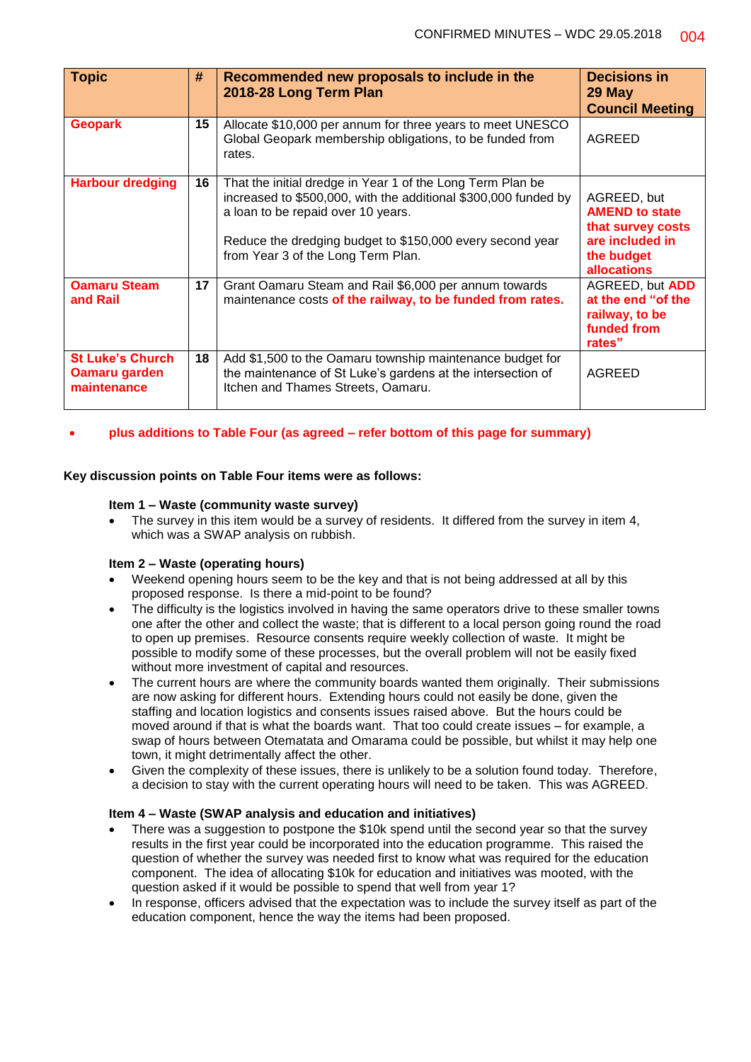| Topic | # | Recommended new proposals to include in the 2018-28 Long Term Plan | Decisions in 29 May Council Meeting |
|---|---|---|---|
| **Geopark** | 15 | Allocate $10,000 per annum for three years to meet UNESCO Global Geopark membership obligations, to be funded from rates. | AGREED |
| **Harbour dredging** | 16 | That the initial dredge in Year 1 of the Long Term Plan be increased to $500,000, with the additional $300,000 funded by a loan to be repaid over 10 years.<br><br>Reduce the dredging budget to $150,000 every second year from Year 3 of the Long Term Plan. | AGREED, but **AMEND to state that survey costs are included in the budget allocations** |
| **Oamaru Steam and Rail** | 17 | Grant Oamaru Steam and Rail $6,000 per annum towards maintenance costs **of the railway, to be funded from rates.** | AGREED, but **ADD at the end "of the railway, to be funded from rates"** |
| **St Luke's Church Oamaru garden maintenance** | 18 | Add $1,500 to the Oamaru township maintenance budget for the maintenance of St Luke's gardens at the intersection of Itchen and Thames Streets, Oamaru. | AGREED |

- **plus additions to Table Four (as agreed – refer bottom of this page for summary)**

**Key discussion points on Table Four items were as follows:**

**Item 1 – Waste (community waste survey)**

- The survey in this item would be a survey of residents. It differed from the survey in item 4, which was a SWAP analysis on rubbish.

**Item 2 – Waste (operating hours)**

- Weekend opening hours seem to be the key and that is not being addressed at all by this proposed response. Is there a mid-point to be found?
- The difficulty is the logistics involved in having the same operators drive to these smaller towns one after the other and collect the waste; that is different to a local person going round the road to open up premises. Resource consents require weekly collection of waste. It might be possible to modify some of these processes, but the overall problem will not be easily fixed without more investment of capital and resources.
- The current hours are where the community boards wanted them originally. Their submissions are now asking for different hours. Extending hours could not easily be done, given the staffing and location logistics and consents issues raised above. But the hours could be moved around if that is what the boards want. That too could create issues – for example, a swap of hours between Otematata and Omarama could be possible, but whilst it may help one town, it might detrimentally affect the other.
- Given the complexity of these issues, there is unlikely to be a solution found today. Therefore, a decision to stay with the current operating hours will need to be taken. This was AGREED.

**Item 4 – Waste (SWAP analysis and education and initiatives)**

- There was a suggestion to postpone the $10k spend until the second year so that the survey results in the first year could be incorporated into the education programme. This raised the question of whether the survey was needed first to know what was required for the education component. The idea of allocating $10k for education and initiatives was mooted, with the question asked if it would be possible to spend that well from year 1?
- In response, officers advised that the expectation was to include the survey itself as part of the education component, hence the way the items had been proposed.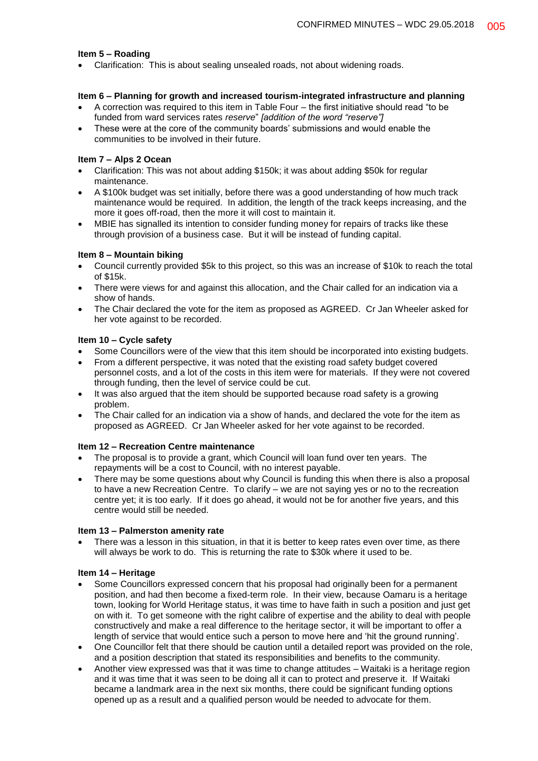**Item 5 – Roading**

- Clarification: This is about sealing unsealed roads, not about widening roads.

**Item 6 – Planning for growth and increased tourism-integrated infrastructure and planning**

- A correction was required to this item in Table Four – the first initiative should read "to be funded from ward services rates *reserve*" *[addition of the word "reserve"]*
- These were at the core of the community boards' submissions and would enable the communities to be involved in their future.

**Item 7 – Alps 2 Ocean**

- Clarification: This was not about adding $150k; it was about adding $50k for regular maintenance.
- A $100k budget was set initially, before there was a good understanding of how much track maintenance would be required. In addition, the length of the track keeps increasing, and the more it goes off-road, then the more it will cost to maintain it.
- MBIE has signalled its intention to consider funding money for repairs of tracks like these through provision of a business case. But it will be instead of funding capital.

**Item 8 – Mountain biking**

- Council currently provided $5k to this project, so this was an increase of $10k to reach the total of $15k.
- There were views for and against this allocation, and the Chair called for an indication via a show of hands.
- The Chair declared the vote for the item as proposed as AGREED. Cr Jan Wheeler asked for her vote against to be recorded.

**Item 10 – Cycle safety**

- Some Councillors were of the view that this item should be incorporated into existing budgets.
- From a different perspective, it was noted that the existing road safety budget covered personnel costs, and a lot of the costs in this item were for materials. If they were not covered through funding, then the level of service could be cut.
- It was also argued that the item should be supported because road safety is a growing problem.
- The Chair called for an indication via a show of hands, and declared the vote for the item as proposed as AGREED. Cr Jan Wheeler asked for her vote against to be recorded.

**Item 12 – Recreation Centre maintenance**

- The proposal is to provide a grant, which Council will loan fund over ten years. The repayments will be a cost to Council, with no interest payable.
- There may be some questions about why Council is funding this when there is also a proposal to have a new Recreation Centre. To clarify – we are not saying yes or no to the recreation centre yet; it is too early. If it does go ahead, it would not be for another five years, and this centre would still be needed.

**Item 13 – Palmerston amenity rate**

- There was a lesson in this situation, in that it is better to keep rates even over time, as there will always be work to do. This is returning the rate to $30k where it used to be.

**Item 14 – Heritage**

- Some Councillors expressed concern that his proposal had originally been for a permanent position, and had then become a fixed-term role. In their view, because Oamaru is a heritage town, looking for World Heritage status, it was time to have faith in such a position and just get on with it. To get someone with the right calibre of expertise and the ability to deal with people constructively and make a real difference to the heritage sector, it will be important to offer a length of service that would entice such a person to move here and 'hit the ground running'.
- One Councillor felt that there should be caution until a detailed report was provided on the role, and a position description that stated its responsibilities and benefits to the community.
- Another view expressed was that it was time to change attitudes – Waitaki is a heritage region and it was time that it was seen to be doing all it can to protect and preserve it. If Waitaki became a landmark area in the next six months, there could be significant funding options opened up as a result and a qualified person would be needed to advocate for them.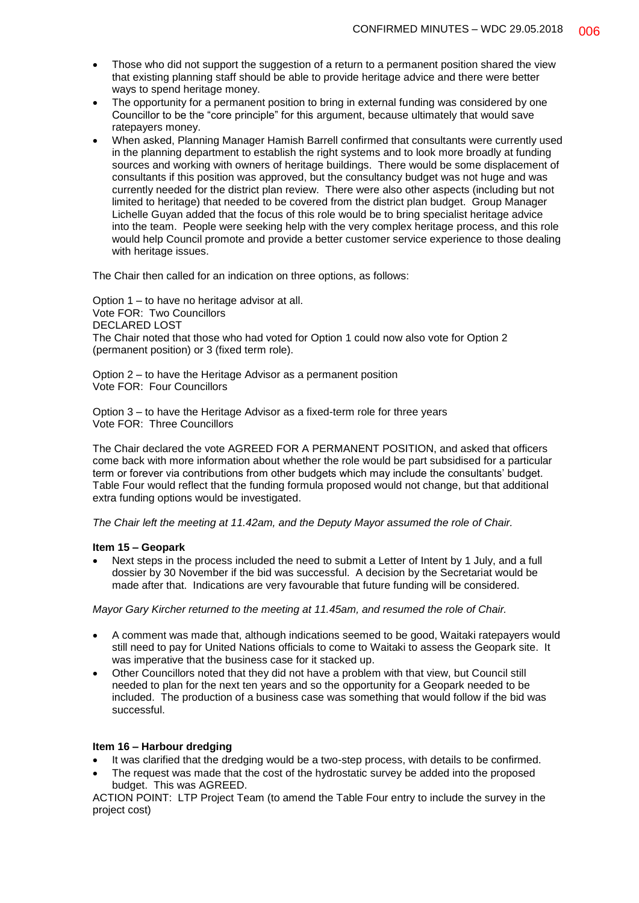- Those who did not support the suggestion of a return to a permanent position shared the view that existing planning staff should be able to provide heritage advice and there were better ways to spend heritage money.
- The opportunity for a permanent position to bring in external funding was considered by one Councillor to be the "core principle" for this argument, because ultimately that would save ratepayers money.
- When asked, Planning Manager Hamish Barrell confirmed that consultants were currently used in the planning department to establish the right systems and to look more broadly at funding sources and working with owners of heritage buildings. There would be some displacement of consultants if this position was approved, but the consultancy budget was not huge and was currently needed for the district plan review. There were also other aspects (including but not limited to heritage) that needed to be covered from the district plan budget. Group Manager Lichelle Guyan added that the focus of this role would be to bring specialist heritage advice into the team. People were seeking help with the very complex heritage process, and this role would help Council promote and provide a better customer service experience to those dealing with heritage issues.

The Chair then called for an indication on three options, as follows:

Option 1 – to have no heritage advisor at all.
Vote FOR: Two Councillors
DECLARED LOST
The Chair noted that those who had voted for Option 1 could now also vote for Option 2 (permanent position) or 3 (fixed term role).

Option 2 – to have the Heritage Advisor as a permanent position
Vote FOR: Four Councillors

Option 3 – to have the Heritage Advisor as a fixed-term role for three years
Vote FOR: Three Councillors

The Chair declared the vote AGREED FOR A PERMANENT POSITION, and asked that officers come back with more information about whether the role would be part subsidised for a particular term or forever via contributions from other budgets which may include the consultants' budget. Table Four would reflect that the funding formula proposed would not change, but that additional extra funding options would be investigated.

*The Chair left the meeting at 11.42am, and the Deputy Mayor assumed the role of Chair.*

**Item 15 – Geopark**

- Next steps in the process included the need to submit a Letter of Intent by 1 July, and a full dossier by 30 November if the bid was successful. A decision by the Secretariat would be made after that. Indications are very favourable that future funding will be considered.

*Mayor Gary Kircher returned to the meeting at 11.45am, and resumed the role of Chair.*

- A comment was made that, although indications seemed to be good, Waitaki ratepayers would still need to pay for United Nations officials to come to Waitaki to assess the Geopark site. It was imperative that the business case for it stacked up.
- Other Councillors noted that they did not have a problem with that view, but Council still needed to plan for the next ten years and so the opportunity for a Geopark needed to be included. The production of a business case was something that would follow if the bid was successful.

**Item 16 – Harbour dredging**

- It was clarified that the dredging would be a two-step process, with details to be confirmed.
- The request was made that the cost of the hydrostatic survey be added into the proposed budget. This was AGREED.

ACTION POINT: LTP Project Team (to amend the Table Four entry to include the survey in the project cost)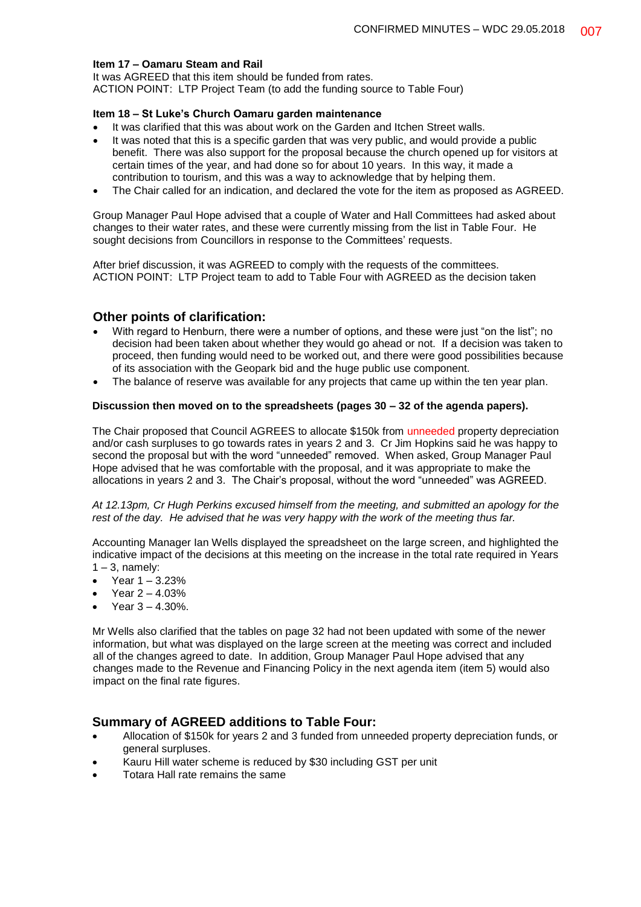**Item 17 – Oamaru Steam and Rail**

It was AGREED that this item should be funded from rates.
ACTION POINT: LTP Project Team (to add the funding source to Table Four)

**Item 18 – St Luke's Church Oamaru garden maintenance**

- It was clarified that this was about work on the Garden and Itchen Street walls.
- It was noted that this is a specific garden that was very public, and would provide a public benefit. There was also support for the proposal because the church opened up for visitors at certain times of the year, and had done so for about 10 years. In this way, it made a contribution to tourism, and this was a way to acknowledge that by helping them.
- The Chair called for an indication, and declared the vote for the item as proposed as AGREED.

Group Manager Paul Hope advised that a couple of Water and Hall Committees had asked about changes to their water rates, and these were currently missing from the list in Table Four. He sought decisions from Councillors in response to the Committees' requests.

After brief discussion, it was AGREED to comply with the requests of the committees.
ACTION POINT: LTP Project team to add to Table Four with AGREED as the decision taken

## Other points of clarification:

- With regard to Henburn, there were a number of options, and these were just "on the list"; no decision had been taken about whether they would go ahead or not. If a decision was taken to proceed, then funding would need to be worked out, and there were good possibilities because of its association with the Geopark bid and the huge public use component.
- The balance of reserve was available for any projects that came up within the ten year plan.

**Discussion then moved on to the spreadsheets (pages 30 – 32 of the agenda papers).**

The Chair proposed that Council AGREES to allocate $150k from unneeded property depreciation and/or cash surpluses to go towards rates in years 2 and 3. Cr Jim Hopkins said he was happy to second the proposal but with the word "unneeded" removed. When asked, Group Manager Paul Hope advised that he was comfortable with the proposal, and it was appropriate to make the allocations in years 2 and 3. The Chair's proposal, without the word "unneeded" was AGREED.

*At 12.13pm, Cr Hugh Perkins excused himself from the meeting, and submitted an apology for the rest of the day. He advised that he was very happy with the work of the meeting thus far.*

Accounting Manager Ian Wells displayed the spreadsheet on the large screen, and highlighted the indicative impact of the decisions at this meeting on the increase in the total rate required in Years 1 – 3, namely:

- Year 1 – 3.23%
- Year 2 – 4.03%
- Year 3 – 4.30%.

Mr Wells also clarified that the tables on page 32 had not been updated with some of the newer information, but what was displayed on the large screen at the meeting was correct and included all of the changes agreed to date. In addition, Group Manager Paul Hope advised that any changes made to the Revenue and Financing Policy in the next agenda item (item 5) would also impact on the final rate figures.

## Summary of AGREED additions to Table Four:

- Allocation of $150k for years 2 and 3 funded from unneeded property depreciation funds, or general surpluses.
- Kauru Hill water scheme is reduced by $30 including GST per unit
- Totara Hall rate remains the same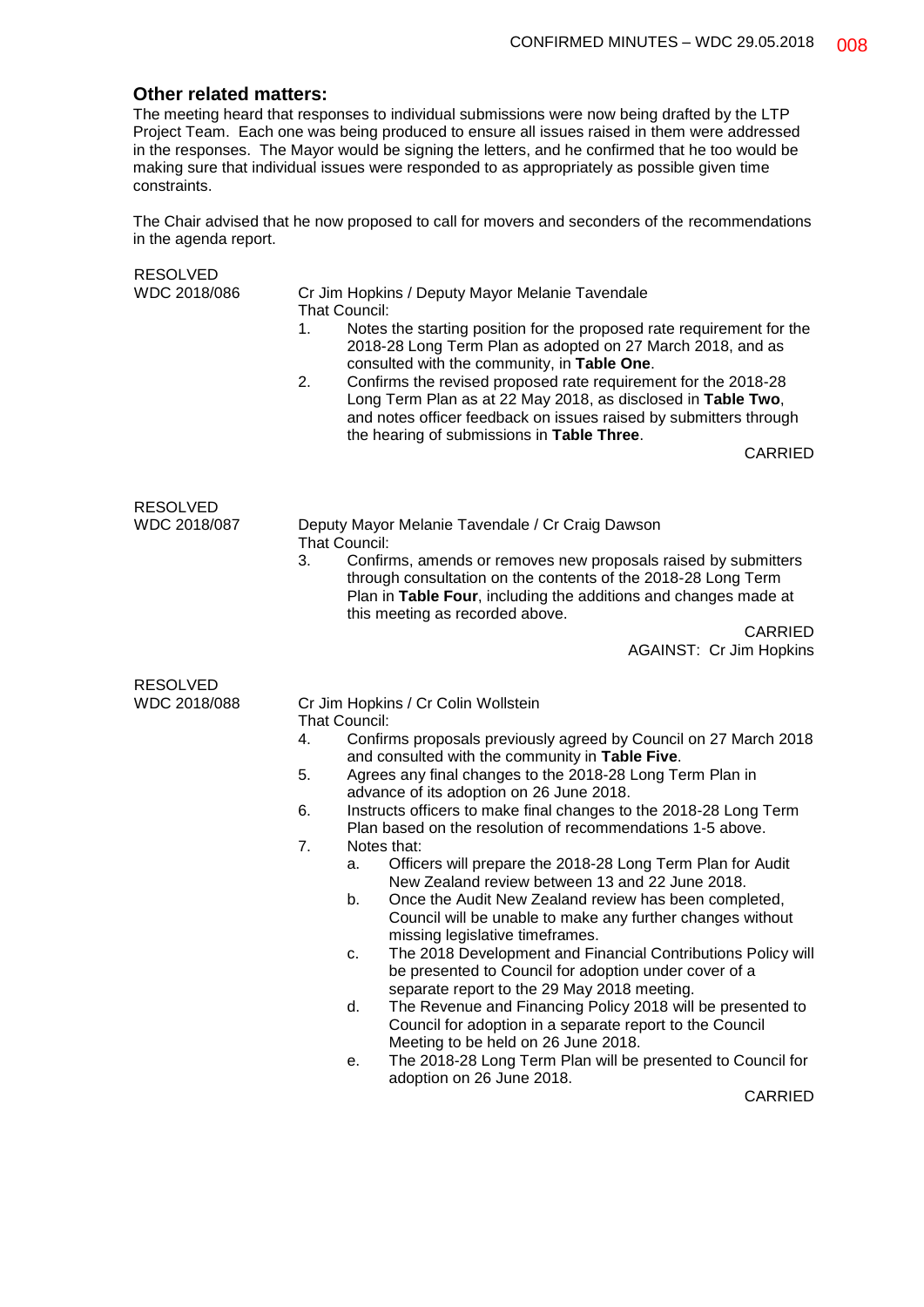## Other related matters:

The meeting heard that responses to individual submissions were now being drafted by the LTP Project Team. Each one was being produced to ensure all issues raised in them were addressed in the responses. The Mayor would be signing the letters, and he confirmed that he too would be making sure that individual issues were responded to as appropriately as possible given time constraints.

The Chair advised that he now proposed to call for movers and seconders of the recommendations in the agenda report.

RESOLVED
WDC 2018/086

Cr Jim Hopkins / Deputy Mayor Melanie Tavendale

That Council:

1. Notes the starting position for the proposed rate requirement for the 2018-28 Long Term Plan as adopted on 27 March 2018, and as consulted with the community, in **Table One**.
2. Confirms the revised proposed rate requirement for the 2018-28 Long Term Plan as at 22 May 2018, as disclosed in **Table Two**, and notes officer feedback on issues raised by submitters through the hearing of submissions in **Table Three**.

CARRIED

RESOLVED
WDC 2018/087

Deputy Mayor Melanie Tavendale / Cr Craig Dawson

That Council:

3. Confirms, amends or removes new proposals raised by submitters through consultation on the contents of the 2018-28 Long Term Plan in **Table Four**, including the additions and changes made at this meeting as recorded above.

CARRIED
AGAINST: Cr Jim Hopkins

RESOLVED
WDC 2018/088

Cr Jim Hopkins / Cr Colin Wollstein

That Council:

4. Confirms proposals previously agreed by Council on 27 March 2018 and consulted with the community in **Table Five**.
5. Agrees any final changes to the 2018-28 Long Term Plan in advance of its adoption on 26 June 2018.
6. Instructs officers to make final changes to the 2018-28 Long Term Plan based on the resolution of recommendations 1-5 above.
7. Notes that:
   a. Officers will prepare the 2018-28 Long Term Plan for Audit New Zealand review between 13 and 22 June 2018.
   b. Once the Audit New Zealand review has been completed, Council will be unable to make any further changes without missing legislative timeframes.
   c. The 2018 Development and Financial Contributions Policy will be presented to Council for adoption under cover of a separate report to the 29 May 2018 meeting.
   d. The Revenue and Financing Policy 2018 will be presented to Council for adoption in a separate report to the Council Meeting to be held on 26 June 2018.
   e. The 2018-28 Long Term Plan will be presented to Council for adoption on 26 June 2018.

CARRIED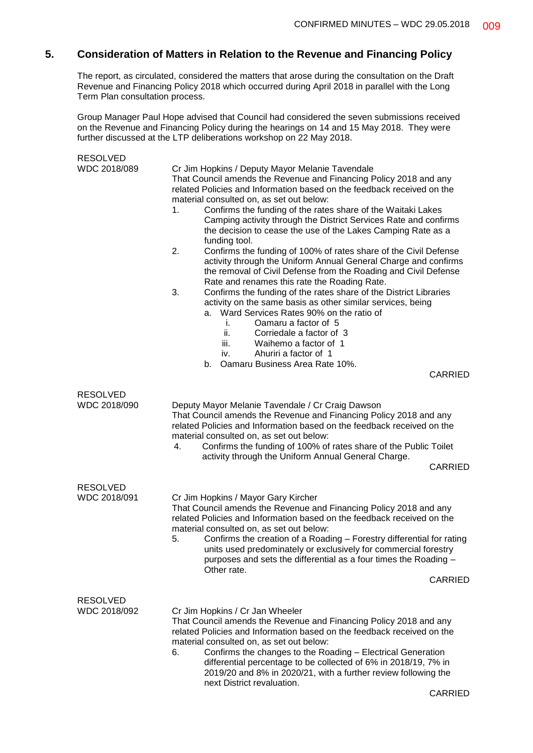## 5. Consideration of Matters in Relation to the Revenue and Financing Policy

The report, as circulated, considered the matters that arose during the consultation on the Draft Revenue and Financing Policy 2018 which occurred during April 2018 in parallel with the Long Term Plan consultation process.

Group Manager Paul Hope advised that Council had considered the seven submissions received on the Revenue and Financing Policy during the hearings on 14 and 15 May 2018. They were further discussed at the LTP deliberations workshop on 22 May 2018.

RESOLVED
WDC 2018/089

Cr Jim Hopkins / Deputy Mayor Melanie Tavendale
That Council amends the Revenue and Financing Policy 2018 and any related Policies and Information based on the feedback received on the material consulted on, as set out below:

1. Confirms the funding of the rates share of the Waitaki Lakes Camping activity through the District Services Rate and confirms the decision to cease the use of the Lakes Camping Rate as a funding tool.
2. Confirms the funding of 100% of rates share of the Civil Defense activity through the Uniform Annual General Charge and confirms the removal of Civil Defense from the Roading and Civil Defense Rate and renames this rate the Roading Rate.
3. Confirms the funding of the rates share of the District Libraries activity on the same basis as other similar services, being
   a. Ward Services Rates 90% on the ratio of
      i. Oamaru a factor of 5
      ii. Corriedale a factor of 3
      iii. Waihemo a factor of 1
      iv. Ahuriri a factor of 1
   b. Oamaru Business Area Rate 10%.

CARRIED

RESOLVED
WDC 2018/090

Deputy Mayor Melanie Tavendale / Cr Craig Dawson
That Council amends the Revenue and Financing Policy 2018 and any related Policies and Information based on the feedback received on the material consulted on, as set out below:

4. Confirms the funding of 100% of rates share of the Public Toilet activity through the Uniform Annual General Charge.

CARRIED

RESOLVED
WDC 2018/091

Cr Jim Hopkins / Mayor Gary Kircher
That Council amends the Revenue and Financing Policy 2018 and any related Policies and Information based on the feedback received on the material consulted on, as set out below:

5. Confirms the creation of a Roading – Forestry differential for rating units used predominately or exclusively for commercial forestry purposes and sets the differential as a four times the Roading – Other rate.

CARRIED

RESOLVED
WDC 2018/092

Cr Jim Hopkins / Cr Jan Wheeler
That Council amends the Revenue and Financing Policy 2018 and any related Policies and Information based on the feedback received on the material consulted on, as set out below:

6. Confirms the changes to the Roading – Electrical Generation differential percentage to be collected of 6% in 2018/19, 7% in 2019/20 and 8% in 2020/21, with a further review following the next District revaluation.

CARRIED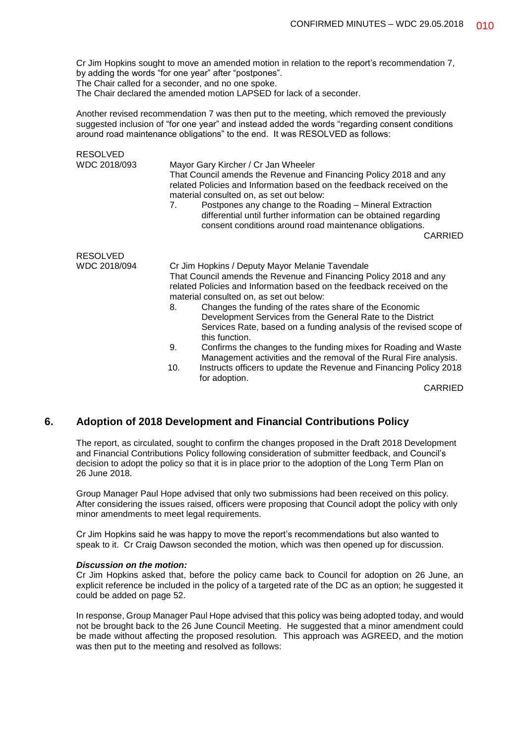Cr Jim Hopkins sought to move an amended motion in relation to the report's recommendation 7, by adding the words "for one year" after "postpones".
The Chair called for a seconder, and no one spoke.
The Chair declared the amended motion LAPSED for lack of a seconder.

Another revised recommendation 7 was then put to the meeting, which removed the previously suggested inclusion of "for one year" and instead added the words "regarding consent conditions around road maintenance obligations" to the end. It was RESOLVED as follows:

RESOLVED
WDC 2018/093

Mayor Gary Kircher / Cr Jan Wheeler
That Council amends the Revenue and Financing Policy 2018 and any related Policies and Information based on the feedback received on the material consulted on, as set out below:

7. Postpones any change to the Roading – Mineral Extraction differential until further information can be obtained regarding consent conditions around road maintenance obligations.

CARRIED

RESOLVED
WDC 2018/094

Cr Jim Hopkins / Deputy Mayor Melanie Tavendale
That Council amends the Revenue and Financing Policy 2018 and any related Policies and Information based on the feedback received on the material consulted on, as set out below:

8. Changes the funding of the rates share of the Economic Development Services from the General Rate to the District Services Rate, based on a funding analysis of the revised scope of this function.
9. Confirms the changes to the funding mixes for Roading and Waste Management activities and the removal of the Rural Fire analysis.
10. Instructs officers to update the Revenue and Financing Policy 2018 for adoption.

CARRIED

## 6. Adoption of 2018 Development and Financial Contributions Policy

The report, as circulated, sought to confirm the changes proposed in the Draft 2018 Development and Financial Contributions Policy following consideration of submitter feedback, and Council's decision to adopt the policy so that it is in place prior to the adoption of the Long Term Plan on 26 June 2018.

Group Manager Paul Hope advised that only two submissions had been received on this policy. After considering the issues raised, officers were proposing that Council adopt the policy with only minor amendments to meet legal requirements.

Cr Jim Hopkins said he was happy to move the report's recommendations but also wanted to speak to it. Cr Craig Dawson seconded the motion, which was then opened up for discussion.

***Discussion on the motion:***
Cr Jim Hopkins asked that, before the policy came back to Council for adoption on 26 June, an explicit reference be included in the policy of a targeted rate of the DC as an option; he suggested it could be added on page 52.

In response, Group Manager Paul Hope advised that this policy was being adopted today, and would not be brought back to the 26 June Council Meeting. He suggested that a minor amendment could be made without affecting the proposed resolution. This approach was AGREED, and the motion was then put to the meeting and resolved as follows: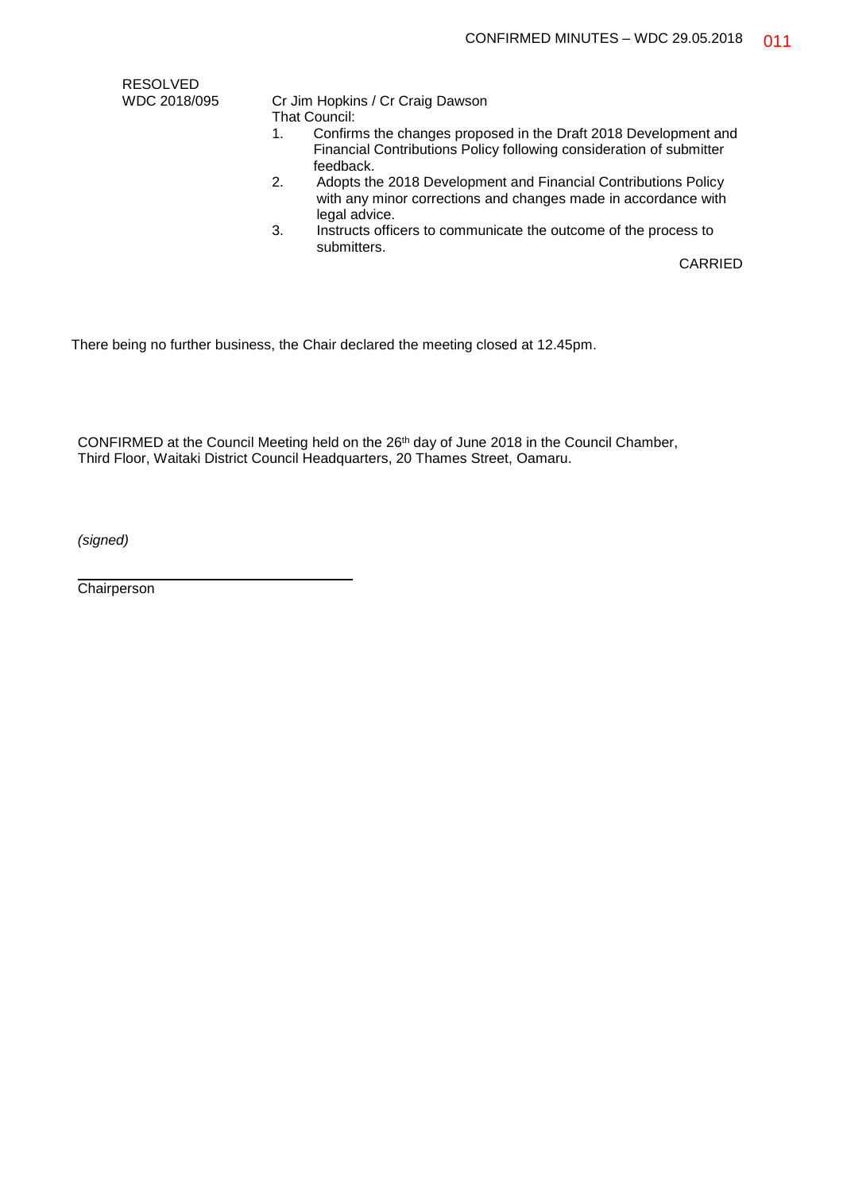RESOLVED
WDC 2018/095

Cr Jim Hopkins / Cr Craig Dawson

That Council:

1. Confirms the changes proposed in the Draft 2018 Development and Financial Contributions Policy following consideration of submitter feedback.
2. Adopts the 2018 Development and Financial Contributions Policy with any minor corrections and changes made in accordance with legal advice.
3. Instructs officers to communicate the outcome of the process to submitters.

CARRIED

There being no further business, the Chair declared the meeting closed at 12.45pm.

CONFIRMED at the Council Meeting held on the 26th day of June 2018 in the Council Chamber, Third Floor, Waitaki District Council Headquarters, 20 Thames Street, Oamaru.

*(signed)*

Chairperson